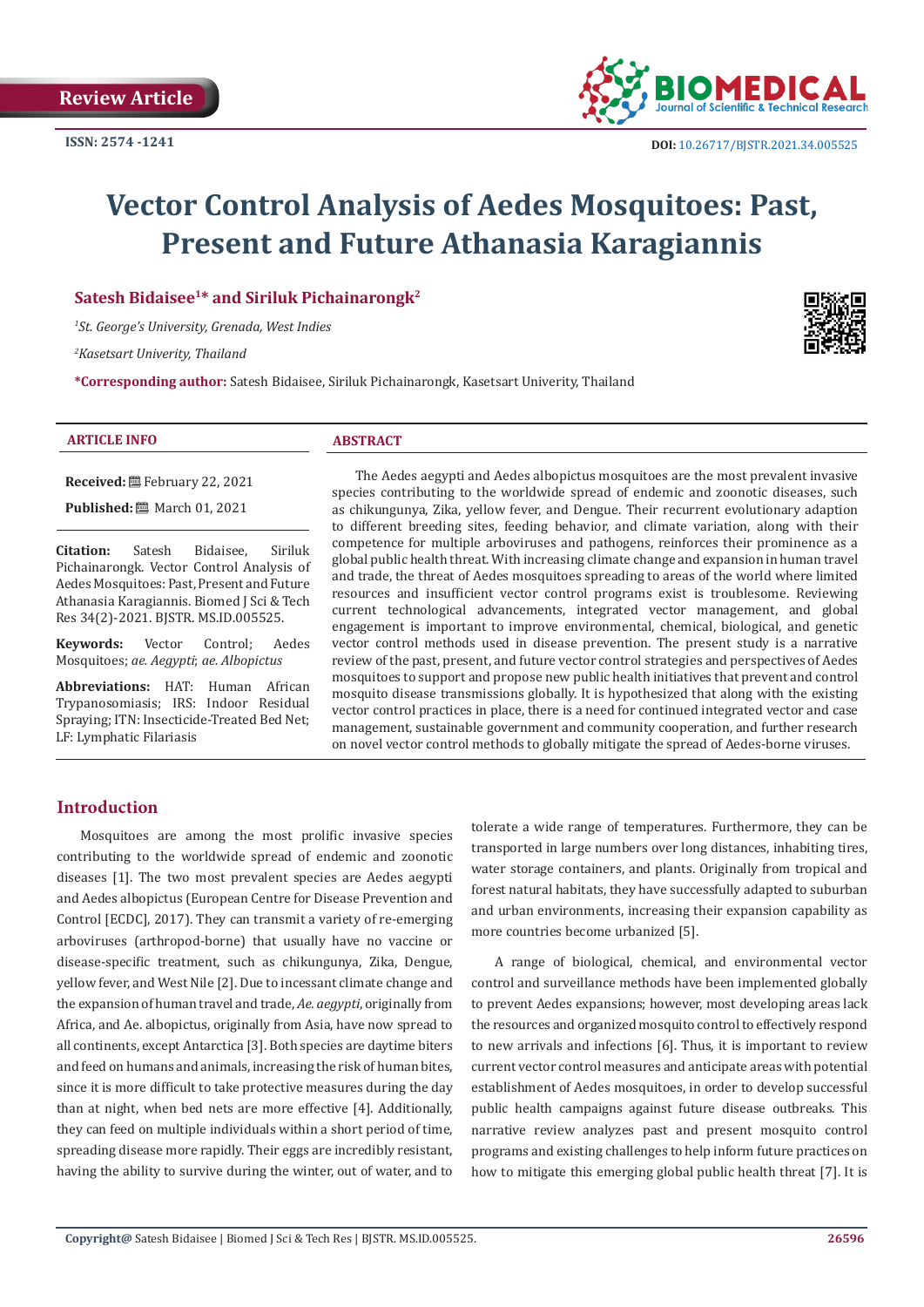Review Article

ISSN: 2574 -1241

DOI: 10.26717/BJSTR.2021.34.005525

# Vector Control Analysis of Aedes Mosquitoes: Past, Present and Future Athanasia Karagiannis

**Satesh Bidaisee[1]* and Siriluk Pichainarongk[2]**

[1]*St. George's University, Grenada, West Indies*

[2]*Kasetsart Univerity, Thailand*

***Corresponding author:** Satesh Bidaisee, Siriluk Pichainarongk, Kasetsart Univerity, Thailand

### ARTICLE INFO

**Received:** February 22, 2021

**Published:** March 01, 2021

**Citation:** Satesh Bidaisee, Siriluk Pichainarongk. Vector Control Analysis of Aedes Mosquitoes: Past, Present and Future Athanasia Karagiannis. Biomed J Sci & Tech Res 34(2)-2021. BJSTR. MS.ID.005525.

**Keywords:** Vector Control; Aedes Mosquitoes; *ae. Aegypti*; *ae. Albopictus*

**Abbreviations:** HAT: Human African Trypanosomiasis; IRS: Indoor Residual Spraying; ITN: Insecticide-Treated Bed Net; LF: Lymphatic Filariasis

### ABSTRACT

The Aedes aegypti and Aedes albopictus mosquitoes are the most prevalent invasive species contributing to the worldwide spread of endemic and zoonotic diseases, such as chikungunya, Zika, yellow fever, and Dengue. Their recurrent evolutionary adaption to different breeding sites, feeding behavior, and climate variation, along with their competence for multiple arboviruses and pathogens, reinforces their prominence as a global public health threat. With increasing climate change and expansion in human travel and trade, the threat of Aedes mosquitoes spreading to areas of the world where limited resources and insufficient vector control programs exist is troublesome. Reviewing current technological advancements, integrated vector management, and global engagement is important to improve environmental, chemical, biological, and genetic vector control methods used in disease prevention. The present study is a narrative review of the past, present, and future vector control strategies and perspectives of Aedes mosquitoes to support and propose new public health initiatives that prevent and control mosquito disease transmissions globally. It is hypothesized that along with the existing vector control practices in place, there is a need for continued integrated vector and case management, sustainable government and community cooperation, and further research on novel vector control methods to globally mitigate the spread of Aedes-borne viruses.

## Introduction

Mosquitoes are among the most prolific invasive species contributing to the worldwide spread of endemic and zoonotic diseases [1]. The two most prevalent species are Aedes aegypti and Aedes albopictus (European Centre for Disease Prevention and Control [ECDC], 2017). They can transmit a variety of re-emerging arboviruses (arthropod-borne) that usually have no vaccine or disease-specific treatment, such as chikungunya, Zika, Dengue, yellow fever, and West Nile [2]. Due to incessant climate change and the expansion of human travel and trade, *Ae. aegypti*, originally from Africa, and Ae. albopictus, originally from Asia, have now spread to all continents, except Antarctica [3]. Both species are daytime biters and feed on humans and animals, increasing the risk of human bites, since it is more difficult to take protective measures during the day than at night, when bed nets are more effective [4]. Additionally, they can feed on multiple individuals within a short period of time, spreading disease more rapidly. Their eggs are incredibly resistant, having the ability to survive during the winter, out of water, and to tolerate a wide range of temperatures. Furthermore, they can be transported in large numbers over long distances, inhabiting tires, water storage containers, and plants. Originally from tropical and forest natural habitats, they have successfully adapted to suburban and urban environments, increasing their expansion capability as more countries become urbanized [5].

A range of biological, chemical, and environmental vector control and surveillance methods have been implemented globally to prevent Aedes expansions; however, most developing areas lack the resources and organized mosquito control to effectively respond to new arrivals and infections [6]. Thus, it is important to review current vector control measures and anticipate areas with potential establishment of Aedes mosquitoes, in order to develop successful public health campaigns against future disease outbreaks. This narrative review analyzes past and present mosquito control programs and existing challenges to help inform future practices on how to mitigate this emerging global public health threat [7]. It is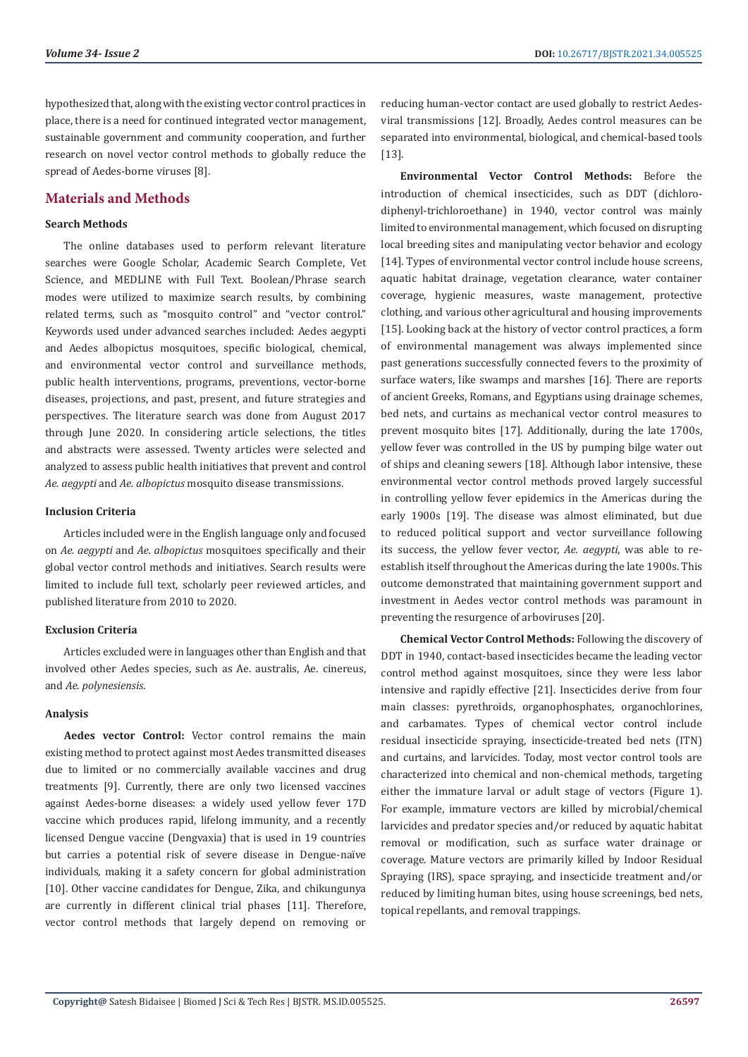hypothesized that, along with the existing vector control practices in place, there is a need for continued integrated vector management, sustainable government and community cooperation, and further research on novel vector control methods to globally reduce the spread of Aedes-borne viruses [8].

## Materials and Methods

### Search Methods

The online databases used to perform relevant literature searches were Google Scholar, Academic Search Complete, Vet Science, and MEDLINE with Full Text. Boolean/Phrase search modes were utilized to maximize search results, by combining related terms, such as "mosquito control" and "vector control." Keywords used under advanced searches included: Aedes aegypti and Aedes albopictus mosquitoes, specific biological, chemical, and environmental vector control and surveillance methods, public health interventions, programs, preventions, vector-borne diseases, projections, and past, present, and future strategies and perspectives. The literature search was done from August 2017 through June 2020. In considering article selections, the titles and abstracts were assessed. Twenty articles were selected and analyzed to assess public health initiatives that prevent and control *Ae. aegypti* and *Ae. albopictus* mosquito disease transmissions.

### Inclusion Criteria

Articles included were in the English language only and focused on *Ae. aegypti* and *Ae. albopictus* mosquitoes specifically and their global vector control methods and initiatives. Search results were limited to include full text, scholarly peer reviewed articles, and published literature from 2010 to 2020.

### Exclusion Criteria

Articles excluded were in languages other than English and that involved other Aedes species, such as Ae. australis, Ae. cinereus, and *Ae. polynesiensis*.

### Analysis

**Aedes vector Control:** Vector control remains the main existing method to protect against most Aedes transmitted diseases due to limited or no commercially available vaccines and drug treatments [9]. Currently, there are only two licensed vaccines against Aedes-borne diseases: a widely used yellow fever 17D vaccine which produces rapid, lifelong immunity, and a recently licensed Dengue vaccine (Dengvaxia) that is used in 19 countries but carries a potential risk of severe disease in Dengue-naïve individuals, making it a safety concern for global administration [10]. Other vaccine candidates for Dengue, Zika, and chikungunya are currently in different clinical trial phases [11]. Therefore, vector control methods that largely depend on removing or reducing human-vector contact are used globally to restrict Aedes-viral transmissions [12]. Broadly, Aedes control measures can be separated into environmental, biological, and chemical-based tools [13].

**Environmental Vector Control Methods:** Before the introduction of chemical insecticides, such as DDT (dichloro-diphenyl-trichloroethane) in 1940, vector control was mainly limited to environmental management, which focused on disrupting local breeding sites and manipulating vector behavior and ecology [14]. Types of environmental vector control include house screens, aquatic habitat drainage, vegetation clearance, water container coverage, hygienic measures, waste management, protective clothing, and various other agricultural and housing improvements [15]. Looking back at the history of vector control practices, a form of environmental management was always implemented since past generations successfully connected fevers to the proximity of surface waters, like swamps and marshes [16]. There are reports of ancient Greeks, Romans, and Egyptians using drainage schemes, bed nets, and curtains as mechanical vector control measures to prevent mosquito bites [17]. Additionally, during the late 1700s, yellow fever was controlled in the US by pumping bilge water out of ships and cleaning sewers [18]. Although labor intensive, these environmental vector control methods proved largely successful in controlling yellow fever epidemics in the Americas during the early 1900s [19]. The disease was almost eliminated, but due to reduced political support and vector surveillance following its success, the yellow fever vector, *Ae. aegypti*, was able to re-establish itself throughout the Americas during the late 1900s. This outcome demonstrated that maintaining government support and investment in Aedes vector control methods was paramount in preventing the resurgence of arboviruses [20].

**Chemical Vector Control Methods:** Following the discovery of DDT in 1940, contact-based insecticides became the leading vector control method against mosquitoes, since they were less labor intensive and rapidly effective [21]. Insecticides derive from four main classes: pyrethroids, organophosphates, organochlorines, and carbamates. Types of chemical vector control include residual insecticide spraying, insecticide-treated bed nets (ITN) and curtains, and larvicides. Today, most vector control tools are characterized into chemical and non-chemical methods, targeting either the immature larval or adult stage of vectors (Figure 1). For example, immature vectors are killed by microbial/chemical larvicides and predator species and/or reduced by aquatic habitat removal or modification, such as surface water drainage or coverage. Mature vectors are primarily killed by Indoor Residual Spraying (IRS), space spraying, and insecticide treatment and/or reduced by limiting human bites, using house screenings, bed nets, topical repellants, and removal trappings.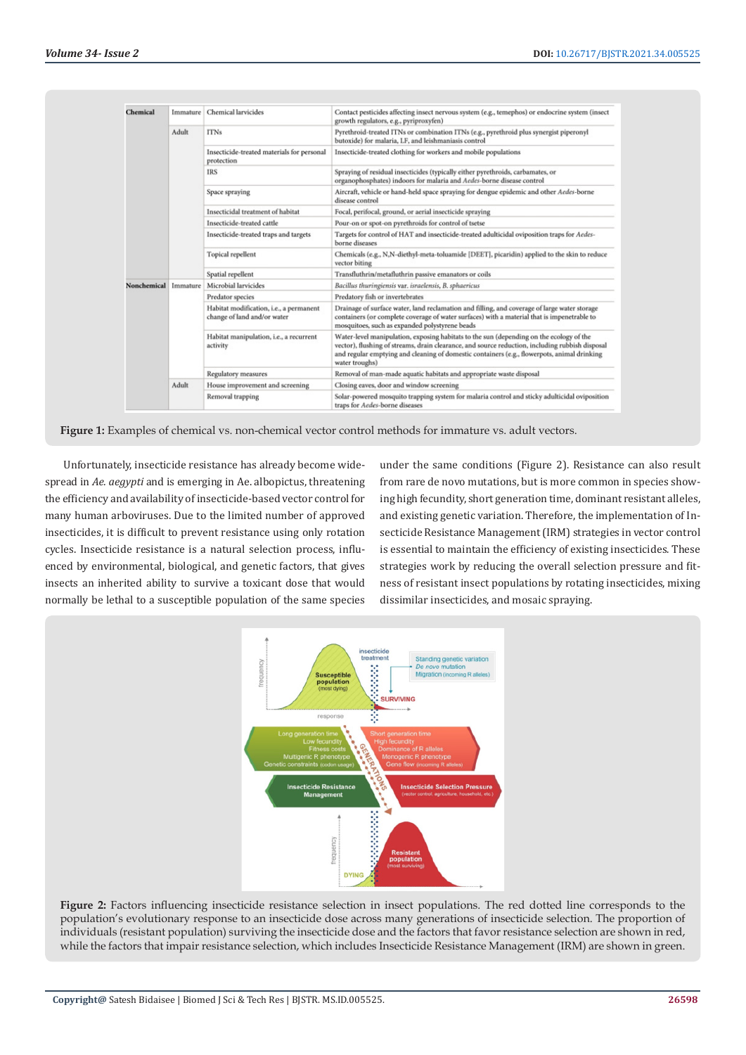| | | | |
|---|---|---|---|
| **Chemical** | Immature | Chemical larvicides | Contact pesticides affecting insect nervous system (e.g., temephos) or endocrine system (insect growth regulators, e.g., pyriproxyfen) |
| | Adult | ITNs | Pyrethroid-treated ITNs or combination ITNs (e.g., pyrethroid plus synergist piperonyl butoxide) for malaria, LF, and leishmaniasis control |
| | | Insecticide-treated materials for personal protection | Insecticide-treated clothing for workers and mobile populations |
| | | IRS | Spraying of residual insecticides (typically either pyrethroids, carbamates, or organophosphates) indoors for malaria and *Aedes*-borne disease control |
| | | Space spraying | Aircraft, vehicle or hand-held space spraying for dengue epidemic and other *Aedes*-borne disease control |
| | | Insecticidal treatment of habitat | Focal, perifocal, ground, or aerial insecticide spraying |
| | | Insecticide-treated cattle | Pour-on or spot-on pyrethroids for control of tsetse |
| | | Insecticide-treated traps and targets | Targets for control of HAT and insecticide-treated adulticidal oviposition traps for *Aedes*-borne diseases |
| | | Topical repellent | Chemicals (e.g., N,N-diethyl-meta-toluamide [DEET], picaridin) applied to the skin to reduce vector biting |
| | | Spatial repellent | Transfluthrin/metafluthrin passive emanators or coils |
| **Nonchemical** | Immature | Microbial larvicides | *Bacillus thuringiensis* var. *israelensis*, *B. sphaericus* |
| | | Predator species | Predatory fish or invertebrates |
| | | Habitat modification, i.e., a permanent change of land and/or water | Drainage of surface water, land reclamation and filling, and coverage of large water storage containers (or complete coverage of water surfaces) with a material that is impenetrable to mosquitoes, such as expanded polystyrene beads |
| | | Habitat manipulation, i.e., a recurrent activity | Water-level manipulation, exposing habitats to the sun (depending on the ecology of the vector), flushing of streams, drain clearance, and source reduction, including rubbish disposal and regular emptying and cleaning of domestic containers (e.g., flowerpots, animal drinking water troughs) |
| | | Regulatory measures | Removal of man-made aquatic habitats and appropriate waste disposal |
| | Adult | House improvement and screening | Closing eaves, door and window screening |
| | | Removal trapping | Solar-powered mosquito trapping system for malaria control and sticky adulticidal oviposition traps for *Aedes*-borne diseases |

**Figure 1:** Examples of chemical vs. non-chemical vector control methods for immature vs. adult vectors.

Unfortunately, insecticide resistance has already become widespread in *Ae. aegypti* and is emerging in Ae. albopictus, threatening the efficiency and availability of insecticide-based vector control for many human arboviruses. Due to the limited number of approved insecticides, it is difficult to prevent resistance using only rotation cycles. Insecticide resistance is a natural selection process, influenced by environmental, biological, and genetic factors, that gives insects an inherited ability to survive a toxicant dose that would normally be lethal to a susceptible population of the same species under the same conditions (Figure 2). Resistance can also result from rare de novo mutations, but is more common in species showing high fecundity, short generation time, dominant resistant alleles, and existing genetic variation. Therefore, the implementation of Insecticide Resistance Management (IRM) strategies in vector control is essential to maintain the efficiency of existing insecticides. These strategies work by reducing the overall selection pressure and fitness of resistant insect populations by rotating insecticides, mixing dissimilar insecticides, and mosaic spraying.

frequency
Susceptible population
(most dying)
response
insecticide treatment
Standing genetic variation
De novo mutation
Migration (incoming R alleles)
SURVIVING
Long generation time
Low fecundity
Fitness costs
Multigenic R phenotype
Genetic constraints (codon usage)
GENERATIONS
Short generation time
High fecundity
Dominance of R alleles
Monogenic R phenotype
Gene flow (incoming R alleles)
Insecticide Resistance Management
Insecticide Selection Pressure
(vector control, agriculture, household, etc.)
frequency
Resistant population
(most surviving)
DYING

**Figure 2:** Factors influencing insecticide resistance selection in insect populations. The red dotted line corresponds to the population's evolutionary response to an insecticide dose across many generations of insecticide selection. The proportion of individuals (resistant population) surviving the insecticide dose and the factors that favor resistance selection are shown in red, while the factors that impair resistance selection, which includes Insecticide Resistance Management (IRM) are shown in green.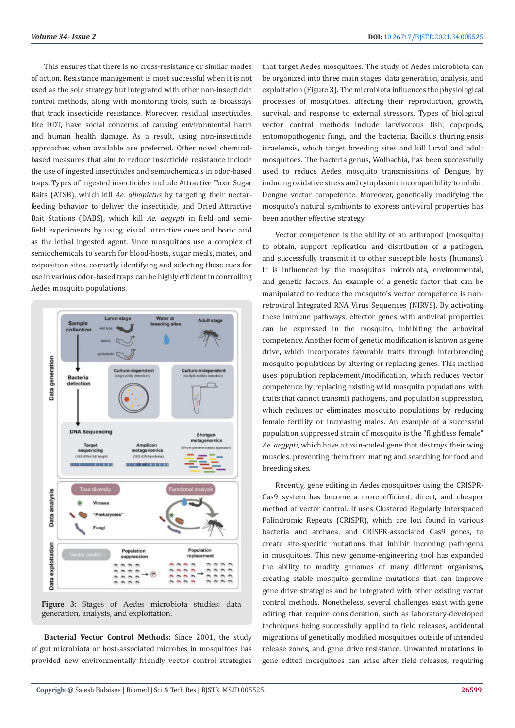This ensures that there is no cross-resistance or similar modes of action. Resistance management is most successful when it is not used as the sole strategy but integrated with other non-insecticide control methods, along with monitoring tools, such as bioassays that track insecticide resistance. Moreover, residual insecticides, like DDT, have social concerns of causing environmental harm and human health damage. As a result, using non-insecticide approaches when available are preferred. Other novel chemical-based measures that aim to reduce insecticide resistance include the use of ingested insecticides and semiochemicals in odor-based traps. Types of ingested insecticides include Attractive Toxic Sugar Baits (ATSB), which kill *Ae. albopictus* by targeting their nectar-feeding behavior to deliver the insecticide, and Dried Attractive Bait Stations (DABS), which kill *Ae. aegypti* in field and semi-field experiments by using visual attractive cues and boric acid as the lethal ingested agent. Since mosquitoes use a complex of semiochemicals to search for blood-hosts, sugar meals, mates, and oviposition sites, correctly identifying and selecting these cues for use in various odor-based traps can be highly efficient in controlling Aedes mosquito populations.

Data generation
Sample collection
Larval stage
wild type
axenic
gnotobiotic
Water at breeding sites
Adult stage
Bacteria detection
Culture-dependent
(single entity detection)
Culture-independent
(multiple entities detection)
DNA Sequencing
Target sequencing
(16S rDNA full lenght)
Amplicon metagenomics
(16S rDNA portions)
Shotgun metagenomics
(Whole-genome based approach)
Data analysis
Taxa diversity
Viruses
"Prokaryotes"
Fungi
Functional analysis
Data exploitation
Vector control
Population suppression
Population replacement

**Figure 3:** Stages of Aedes microbiota studies: data generation, analysis, and exploitation.

**Bacterial Vector Control Methods:** Since 2001, the study of gut microbiota or host-associated microbes in mosquitoes has provided new environmentally friendly vector control strategies that target Aedes mosquitoes. The study of Aedes microbiota can be organized into three main stages: data generation, analysis, and exploitation (Figure 3). The microbiota influences the physiological processes of mosquitoes, affecting their reproduction, growth, survival, and response to external stressors. Types of biological vector control methods include larvivorous fish, copepods, entomopathogenic fungi, and the bacteria, Bacillus thuringiensis israelensis, which target breeding sites and kill larval and adult mosquitoes. The bacteria genus, Wolbachia, has been successfully used to reduce Aedes mosquito transmissions of Dengue, by inducing oxidative stress and cytoplasmic incompatibility to inhibit Dengue vector competence. Moreover, genetically modifying the mosquito's natural symbionts to express anti-viral properties has been another effective strategy.

Vector competence is the ability of an arthropod (mosquito) to obtain, support replication and distribution of a pathogen, and successfully transmit it to other susceptible hosts (humans). It is influenced by the mosquito's microbiota, environmental, and genetic factors. An example of a genetic factor that can be manipulated to reduce the mosquito's vector competence is non-retroviral Integrated RNA Virus Sequences (NIRVS). By activating these immune pathways, effector genes with antiviral properties can be expressed in the mosquito, inhibiting the arboviral competency. Another form of genetic modification is known as gene drive, which incorporates favorable traits through interbreeding mosquito populations by altering or replacing genes. This method uses population replacement/modification, which reduces vector competence by replacing existing wild mosquito populations with traits that cannot transmit pathogens, and population suppression, which reduces or eliminates mosquito populations by reducing female fertility or increasing males. An example of a successful population suppressed strain of mosquito is the "flightless female" *Ae. aegypti*, which have a toxin-coded gene that destroys their wing muscles, preventing them from mating and searching for food and breeding sites.

Recently, gene editing in Aedes mosquitoes using the CRISPR-Cas9 system has become a more efficient, direct, and cheaper method of vector control. It uses Clustered Regularly Interspaced Palindromic Repeats (CRISPR), which are loci found in various bacteria and archaea, and CRISPR-associated Cas9 genes, to create site-specific mutations that inhibit incoming pathogens in mosquitoes. This new genome-engineering tool has expanded the ability to modify genomes of many different organisms, creating stable mosquito germline mutations that can improve gene drive strategies and be integrated with other existing vector control methods. Nonetheless, several challenges exist with gene editing that require consideration, such as laboratory-developed techniques being successfully applied to field releases, accidental migrations of genetically modified mosquitoes outside of intended release zones, and gene drive resistance. Unwanted mutations in gene edited mosquitoes can arise after field releases, requiring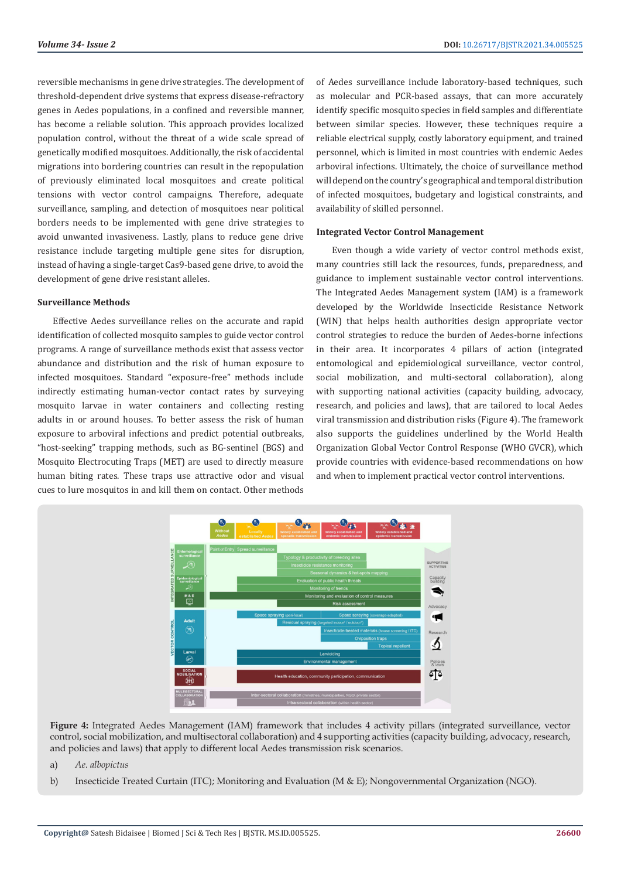reversible mechanisms in gene drive strategies. The development of threshold-dependent drive systems that express disease-refractory genes in Aedes populations, in a confined and reversible manner, has become a reliable solution. This approach provides localized population control, without the threat of a wide scale spread of genetically modified mosquitoes. Additionally, the risk of accidental migrations into bordering countries can result in the repopulation of previously eliminated local mosquitoes and create political tensions with vector control campaigns. Therefore, adequate surveillance, sampling, and detection of mosquitoes near political borders needs to be implemented with gene drive strategies to avoid unwanted invasiveness. Lastly, plans to reduce gene drive resistance include targeting multiple gene sites for disruption, instead of having a single-target Cas9-based gene drive, to avoid the development of gene drive resistant alleles.

#### Surveillance Methods

Effective Aedes surveillance relies on the accurate and rapid identification of collected mosquito samples to guide vector control programs. A range of surveillance methods exist that assess vector abundance and distribution and the risk of human exposure to infected mosquitoes. Standard "exposure-free" methods include indirectly estimating human-vector contact rates by surveying mosquito larvae in water containers and collecting resting adults in or around houses. To better assess the risk of human exposure to arboviral infections and predict potential outbreaks, "host-seeking" trapping methods, such as BG-sentinel (BGS) and Mosquito Electrocuting Traps (MET) are used to directly measure human biting rates. These traps use attractive odor and visual cues to lure mosquitos in and kill them on contact. Other methods of Aedes surveillance include laboratory-based techniques, such as molecular and PCR-based assays, that can more accurately identify specific mosquito species in field samples and differentiate between similar species. However, these techniques require a reliable electrical supply, costly laboratory equipment, and trained personnel, which is limited in most countries with endemic Aedes arboviral infections. Ultimately, the choice of surveillance method will depend on the country's geographical and temporal distribution of infected mosquitoes, budgetary and logistical constraints, and availability of skilled personnel.

#### Integrated Vector Control Management

Even though a wide variety of vector control methods exist, many countries still lack the resources, funds, preparedness, and guidance to implement sustainable vector control interventions. The Integrated Aedes Management system (IAM) is a framework developed by the Worldwide Insecticide Resistance Network (WIN) that helps health authorities design appropriate vector control strategies to reduce the burden of Aedes-borne infections in their area. It incorporates 4 pillars of action (integrated entomological and epidemiological surveillance, vector control, social mobilization, and multi-sectoral collaboration), along with supporting national activities (capacity building, advocacy, research, and policies and laws), that are tailored to local Aedes viral transmission and distribution risks (Figure 4). The framework also supports the guidelines underlined by the World Health Organization Global Vector Control Response (WHO GVCR), which provide countries with evidence-based recommendations on how and when to implement practical vector control interventions.

**Figure 4:** Integrated Aedes Management (IAM) framework that includes 4 activity pillars (integrated surveillance, vector control, social mobilization, and multisectoral collaboration) and 4 supporting activities (capacity building, advocacy, research, and policies and laws) that apply to different local Aedes transmission risk scenarios.

a) *Ae. albopictus*

b) Insecticide Treated Curtain (ITC); Monitoring and Evaluation (M & E); Nongovernmental Organization (NGO).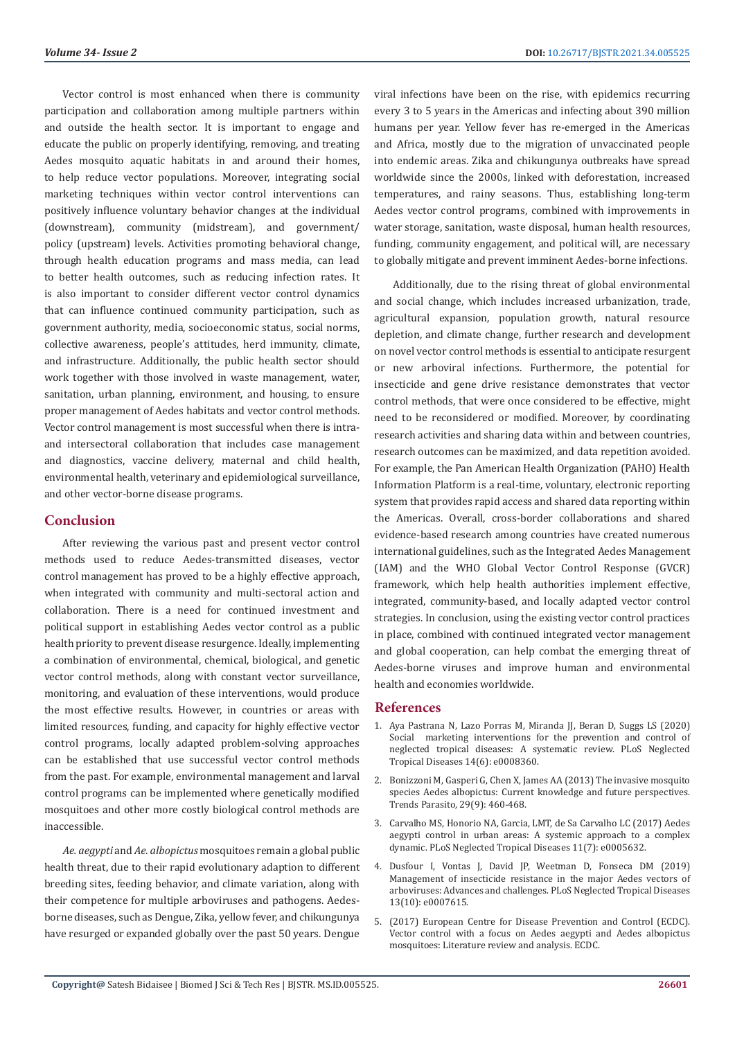Vector control is most enhanced when there is community participation and collaboration among multiple partners within and outside the health sector. It is important to engage and educate the public on properly identifying, removing, and treating Aedes mosquito aquatic habitats in and around their homes, to help reduce vector populations. Moreover, integrating social marketing techniques within vector control interventions can positively influence voluntary behavior changes at the individual (downstream), community (midstream), and government/ policy (upstream) levels. Activities promoting behavioral change, through health education programs and mass media, can lead to better health outcomes, such as reducing infection rates. It is also important to consider different vector control dynamics that can influence continued community participation, such as government authority, media, socioeconomic status, social norms, collective awareness, people's attitudes, herd immunity, climate, and infrastructure. Additionally, the public health sector should work together with those involved in waste management, water, sanitation, urban planning, environment, and housing, to ensure proper management of Aedes habitats and vector control methods. Vector control management is most successful when there is intra- and intersectoral collaboration that includes case management and diagnostics, vaccine delivery, maternal and child health, environmental health, veterinary and epidemiological surveillance, and other vector-borne disease programs.

## Conclusion

After reviewing the various past and present vector control methods used to reduce Aedes-transmitted diseases, vector control management has proved to be a highly effective approach, when integrated with community and multi-sectoral action and collaboration. There is a need for continued investment and political support in establishing Aedes vector control as a public health priority to prevent disease resurgence. Ideally, implementing a combination of environmental, chemical, biological, and genetic vector control methods, along with constant vector surveillance, monitoring, and evaluation of these interventions, would produce the most effective results. However, in countries or areas with limited resources, funding, and capacity for highly effective vector control programs, locally adapted problem-solving approaches can be established that use successful vector control methods from the past. For example, environmental management and larval control programs can be implemented where genetically modified mosquitoes and other more costly biological control methods are inaccessible.

*Ae. aegypti* and *Ae. albopictus* mosquitoes remain a global public health threat, due to their rapid evolutionary adaption to different breeding sites, feeding behavior, and climate variation, along with their competence for multiple arboviruses and pathogens. Aedes-borne diseases, such as Dengue, Zika, yellow fever, and chikungunya have resurged or expanded globally over the past 50 years. Dengue viral infections have been on the rise, with epidemics recurring every 3 to 5 years in the Americas and infecting about 390 million humans per year. Yellow fever has re-emerged in the Americas and Africa, mostly due to the migration of unvaccinated people into endemic areas. Zika and chikungunya outbreaks have spread worldwide since the 2000s, linked with deforestation, increased temperatures, and rainy seasons. Thus, establishing long-term Aedes vector control programs, combined with improvements in water storage, sanitation, waste disposal, human health resources, funding, community engagement, and political will, are necessary to globally mitigate and prevent imminent Aedes-borne infections.

Additionally, due to the rising threat of global environmental and social change, which includes increased urbanization, trade, agricultural expansion, population growth, natural resource depletion, and climate change, further research and development on novel vector control methods is essential to anticipate resurgent or new arboviral infections. Furthermore, the potential for insecticide and gene drive resistance demonstrates that vector control methods, that were once considered to be effective, might need to be reconsidered or modified. Moreover, by coordinating research activities and sharing data within and between countries, research outcomes can be maximized, and data repetition avoided. For example, the Pan American Health Organization (PAHO) Health Information Platform is a real-time, voluntary, electronic reporting system that provides rapid access and shared data reporting within the Americas. Overall, cross-border collaborations and shared evidence-based research among countries have created numerous international guidelines, such as the Integrated Aedes Management (IAM) and the WHO Global Vector Control Response (GVCR) framework, which help health authorities implement effective, integrated, community-based, and locally adapted vector control strategies. In conclusion, using the existing vector control practices in place, combined with continued integrated vector management and global cooperation, can help combat the emerging threat of Aedes-borne viruses and improve human and environmental health and economies worldwide.

## References

1. Aya Pastrana N, Lazo Porras M, Miranda JJ, Beran D, Suggs LS (2020) Social marketing interventions for the prevention and control of neglected tropical diseases: A systematic review. PLoS Neglected Tropical Diseases 14(6): e0008360.
2. Bonizzoni M, Gasperi G, Chen X, James AA (2013) The invasive mosquito species Aedes albopictus: Current knowledge and future perspectives. Trends Parasito, 29(9): 460-468.
3. Carvalho MS, Honorio NA, Garcia, LMT, de Sa Carvalho LC (2017) Aedes aegypti control in urban areas: A systemic approach to a complex dynamic. PLoS Neglected Tropical Diseases 11(7): e0005632.
4. Dusfour I, Vontas J, David JP, Weetman D, Fonseca DM (2019) Management of insecticide resistance in the major Aedes vectors of arboviruses: Advances and challenges. PLoS Neglected Tropical Diseases 13(10): e0007615.
5. (2017) European Centre for Disease Prevention and Control (ECDC). Vector control with a focus on Aedes aegypti and Aedes albopictus mosquitoes: Literature review and analysis. ECDC.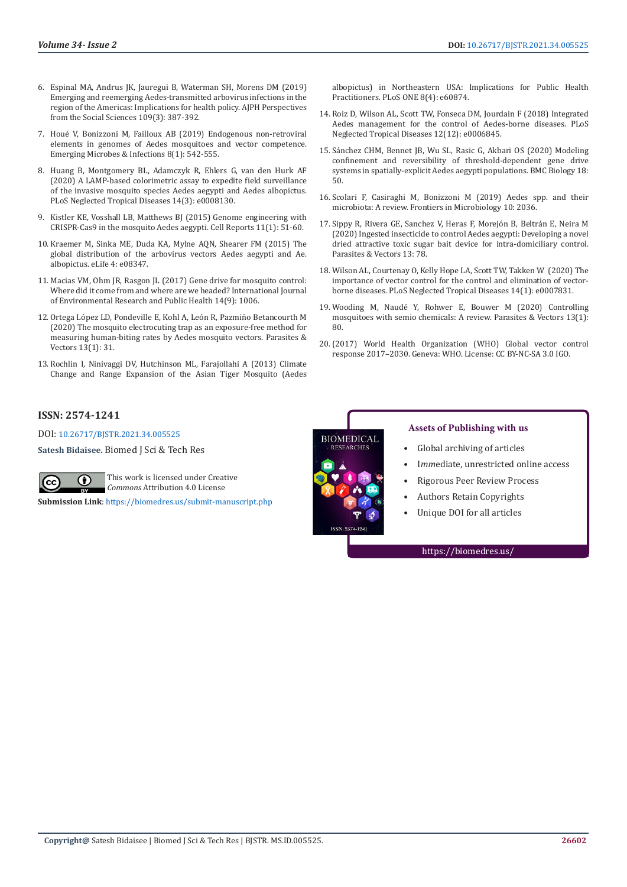6. Espinal MA, Andrus JK, Jauregui B, Waterman SH, Morens DM (2019) Emerging and reemerging Aedes-transmitted arbovirus infections in the region of the Americas: Implications for health policy. AJPH Perspectives from the Social Sciences 109(3): 387-392.
7. Houé V, Bonizzoni M, Failloux AB (2019) Endogenous non-retroviral elements in genomes of Aedes mosquitoes and vector competence. Emerging Microbes & Infections 8(1): 542-555.
8. Huang B, Montgomery BL, Adamczyk R, Ehlers G, van den Hurk AF (2020) A LAMP-based colorimetric assay to expedite field surveillance of the invasive mosquito species Aedes aegypti and Aedes albopictus. PLoS Neglected Tropical Diseases 14(3): e0008130.
9. Kistler KE, Vosshall LB, Matthews BJ (2015) Genome engineering with CRISPR-Cas9 in the mosquito Aedes aegypti. Cell Reports 11(1): 51-60.
10. Kraemer M, Sinka ME, Duda KA, Mylne AQN, Shearer FM (2015) The global distribution of the arbovirus vectors Aedes aegypti and Ae. albopictus. eLife 4: e08347.
11. Macias VM, Ohm JR, Rasgon JL (2017) Gene drive for mosquito control: Where did it come from and where are we headed? International Journal of Environmental Research and Public Health 14(9): 1006.
12. Ortega López LD, Pondeville E, Kohl A, León R, Pazmiño Betancourth M (2020) The mosquito electrocuting trap as an exposure-free method for measuring human-biting rates by Aedes mosquito vectors. Parasites & Vectors 13(1): 31.
13. Rochlin I, Ninivaggi DV, Hutchinson ML, Farajollahi A (2013) Climate Change and Range Expansion of the Asian Tiger Mosquito (Aedes albopictus) in Northeastern USA: Implications for Public Health Practitioners. PLoS ONE 8(4): e60874.
14. Roiz D, Wilson AL, Scott TW, Fonseca DM, Jourdain F (2018) Integrated Aedes management for the control of Aedes-borne diseases. PLoS Neglected Tropical Diseases 12(12): e0006845.
15. Sánchez CHM, Bennet JB, Wu SL, Rasic G, Akbari OS (2020) Modeling confinement and reversibility of threshold-dependent gene drive systems in spatially-explicit Aedes aegypti populations. BMC Biology 18: 50.
16. Scolari F, Casiraghi M, Bonizzoni M (2019) Aedes spp. and their microbiota: A review. Frontiers in Microbiology 10: 2036.
17. Sippy R, Rivera GE, Sanchez V, Heras F, Morejón B, Beltrán E, Neira M (2020) Ingested insecticide to control Aedes aegypti: Developing a novel dried attractive toxic sugar bait device for intra-domiciliary control. Parasites & Vectors 13: 78.
18. Wilson AL, Courtenay O, Kelly Hope LA, Scott TW, Takken W (2020) The importance of vector control for the control and elimination of vector-borne diseases. PLoS Neglected Tropical Diseases 14(1): e0007831.
19. Wooding M, Naudé Y, Rohwer E, Bouwer M (2020) Controlling mosquitoes with semio chemicals: A review. Parasites & Vectors 13(1): 80.
20. (2017) World Health Organization (WHO) Global vector control response 2017–2030. Geneva: WHO. License: CC BY-NC-SA 3.0 IGO.

**ISSN: 2574-1241**

DOI: 10.26717/BJSTR.2021.34.005525

**Satesh Bidaisee.** Biomed J Sci & Tech Res

This work is licensed under Creative *Commons* Attribution 4.0 License

**Submission Link**: https://biomedres.us/submit-manuscript.php

**Assets of Publishing with us**

- Global archiving of articles
- Immediate, unrestricted online access
- Rigorous Peer Review Process
- Authors Retain Copyrights
- Unique DOI for all articles

https://biomedres.us/